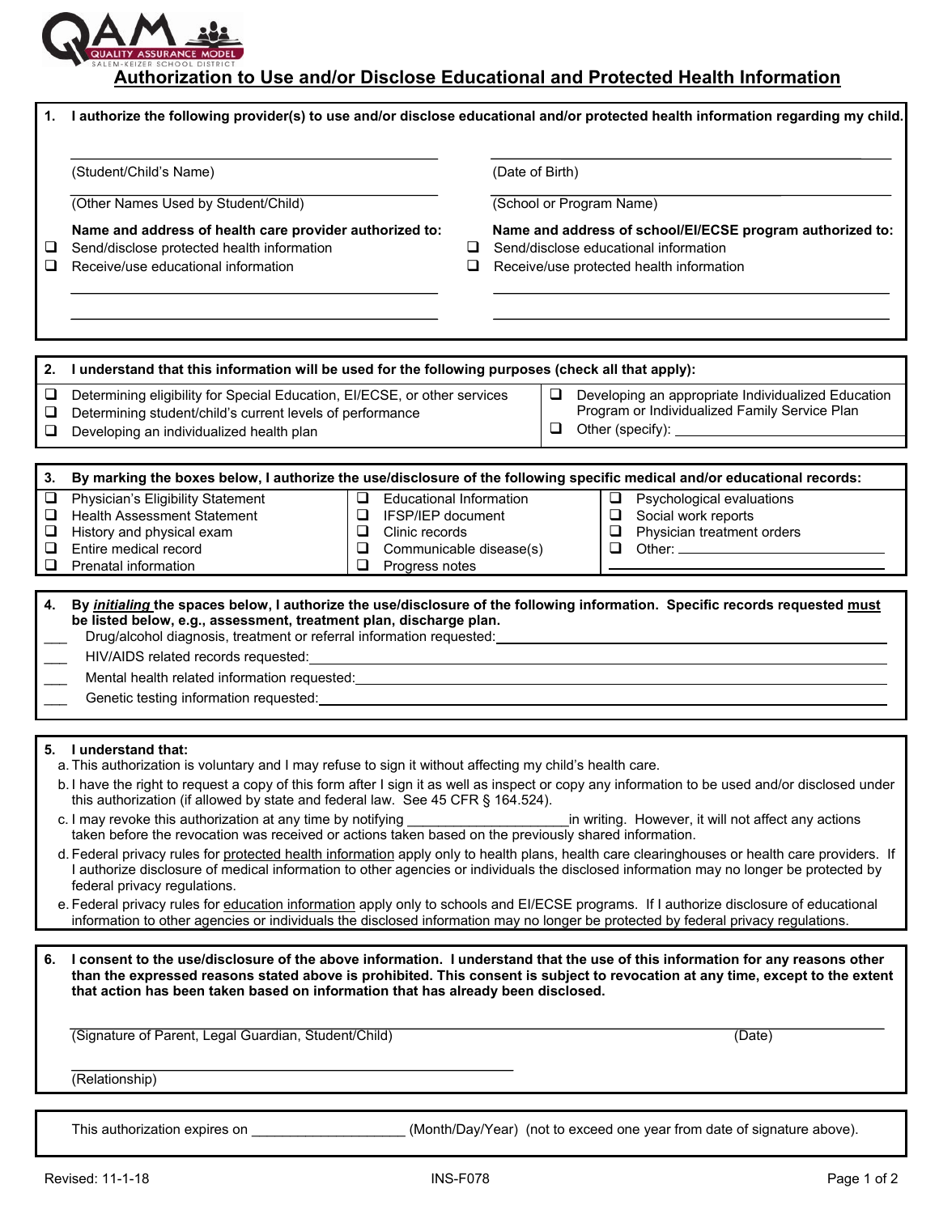QAM QUALITY ASSURANCE MODEL SALEM-KEIZER SCHOOL DISTRICT

# Authorization to Use and/or Disclose Educational and Protected Health Information

**1. I authorize the following provider(s) to use and/or disclose educational and/or protected health information regarding my child.**

_______________________________ (Student/Child's Name)

_______________________________ (Date of Birth)

_______________________________ (Other Names Used by Student/Child)

_______________________________ (School or Program Name)

**Name and address of health care provider authorized to:**

- ❑ Send/disclose protected health information
- ❑ Receive/use educational information

_______________________________

_______________________________

**Name and address of school/EI/ECSE program authorized to:**

- ❑ Send/disclose educational information
- ❑ Receive/use protected health information

_______________________________

_______________________________

**2. I understand that this information will be used for the following purposes (check all that apply):**

- ❑ Determining eligibility for Special Education, EI/ECSE, or other services
- ❑ Determining student/child's current levels of performance
- ❑ Developing an individualized health plan
- ❑ Developing an appropriate Individualized Education Program or Individualized Family Service Plan
- ❑ Other (specify): ____________________

**3. By marking the boxes below, I authorize the use/disclosure of the following specific medical and/or educational records:**

| | | |
|---|---|---|
| ❑ Physician's Eligibility Statement | ❑ Educational Information | ❑ Psychological evaluations |
| ❑ Health Assessment Statement | ❑ IFSP/IEP document | ❑ Social work reports |
| ❑ History and physical exam | ❑ Clinic records | ❑ Physician treatment orders |
| ❑ Entire medical record | ❑ Communicable disease(s) | ❑ Other: ____________________ |
| ❑ Prenatal information | ❑ Progress notes | ____________________ |

**4. By *initialing* the spaces below, I authorize the use/disclosure of the following information. Specific records requested must be listed below, e.g., assessment, treatment plan, discharge plan.**

___ Drug/alcohol diagnosis, treatment or referral information requested: ____________________

___ HIV/AIDS related records requested: ____________________

___ Mental health related information requested: ____________________

___ Genetic testing information requested: ____________________

**5. I understand that:**

a. This authorization is voluntary and I may refuse to sign it without affecting my child's health care.

b. I have the right to request a copy of this form after I sign it as well as inspect or copy any information to be used and/or disclosed under this authorization (if allowed by state and federal law. See 45 CFR § 164.524).

c. I may revoke this authorization at any time by notifying ____________________ in writing. However, it will not affect any actions taken before the revocation was received or actions taken based on the previously shared information.

d. Federal privacy rules for protected health information apply only to health plans, health care clearinghouses or health care providers. If I authorize disclosure of medical information to other agencies or individuals the disclosed information may no longer be protected by federal privacy regulations.

e. Federal privacy rules for education information apply only to schools and EI/ECSE programs. If I authorize disclosure of educational information to other agencies or individuals the disclosed information may no longer be protected by federal privacy regulations.

**6. I consent to the use/disclosure of the above information. I understand that the use of this information for any reasons other than the expressed reasons stated above is prohibited. This consent is subject to revocation at any time, except to the extent that action has been taken based on information that has already been disclosed.**

_______________________________ (Signature of Parent, Legal Guardian, Student/Child) (Date)

_______________________________ (Relationship)

This authorization expires on ____________________ (Month/Day/Year) (not to exceed one year from date of signature above).

Revised: 11-1-18 INS-F078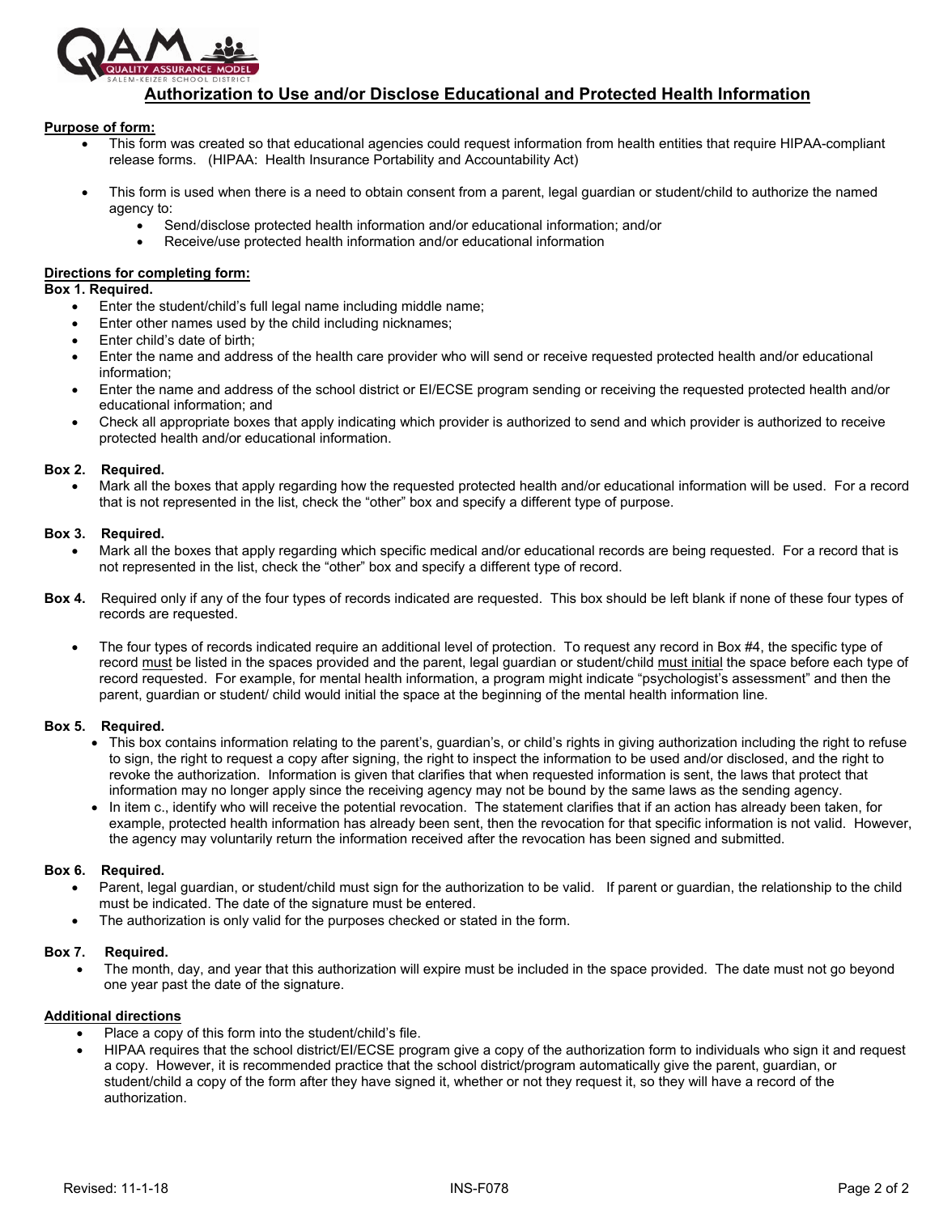# Authorization to Use and/or Disclose Educational and Protected Health Information

**Purpose of form:**

- This form was created so that educational agencies could request information from health entities that require HIPAA-compliant release forms. (HIPAA: Health Insurance Portability and Accountability Act)
- This form is used when there is a need to obtain consent from a parent, legal guardian or student/child to authorize the named agency to:
  - Send/disclose protected health information and/or educational information; and/or
  - Receive/use protected health information and/or educational information

**Directions for completing form:**

**Box 1. Required.**

- Enter the student/child's full legal name including middle name;
- Enter other names used by the child including nicknames;
- Enter child's date of birth;
- Enter the name and address of the health care provider who will send or receive requested protected health and/or educational information;
- Enter the name and address of the school district or EI/ECSE program sending or receiving the requested protected health and/or educational information; and
- Check all appropriate boxes that apply indicating which provider is authorized to send and which provider is authorized to receive protected health and/or educational information.

**Box 2. Required.**

- Mark all the boxes that apply regarding how the requested protected health and/or educational information will be used. For a record that is not represented in the list, check the "other" box and specify a different type of purpose.

**Box 3. Required.**

- Mark all the boxes that apply regarding which specific medical and/or educational records are being requested. For a record that is not represented in the list, check the "other" box and specify a different type of record.

**Box 4.** Required only if any of the four types of records indicated are requested. This box should be left blank if none of these four types of records are requested.

- The four types of records indicated require an additional level of protection. To request any record in Box #4, the specific type of record must be listed in the spaces provided and the parent, legal guardian or student/child must initial the space before each type of record requested. For example, for mental health information, a program might indicate "psychologist's assessment" and then the parent, guardian or student/ child would initial the space at the beginning of the mental health information line.

**Box 5. Required.**

- This box contains information relating to the parent's, guardian's, or child's rights in giving authorization including the right to refuse to sign, the right to request a copy after signing, the right to inspect the information to be used and/or disclosed, and the right to revoke the authorization. Information is given that clarifies that when requested information is sent, the laws that protect that information may no longer apply since the receiving agency may not be bound by the same laws as the sending agency.
- In item c., identify who will receive the potential revocation. The statement clarifies that if an action has already been taken, for example, protected health information has already been sent, then the revocation for that specific information is not valid. However, the agency may voluntarily return the information received after the revocation has been signed and submitted.

**Box 6. Required.**

- Parent, legal guardian, or student/child must sign for the authorization to be valid. If parent or guardian, the relationship to the child must be indicated. The date of the signature must be entered.
- The authorization is only valid for the purposes checked or stated in the form.

**Box 7. Required.**

- The month, day, and year that this authorization will expire must be included in the space provided. The date must not go beyond one year past the date of the signature.

**Additional directions**

- Place a copy of this form into the student/child's file.
- HIPAA requires that the school district/EI/ECSE program give a copy of the authorization form to individuals who sign it and request a copy. However, it is recommended practice that the school district/program automatically give the parent, guardian, or student/child a copy of the form after they have signed it, whether or not they request it, so they will have a record of the authorization.

Revised: 11-1-18 INS-F078